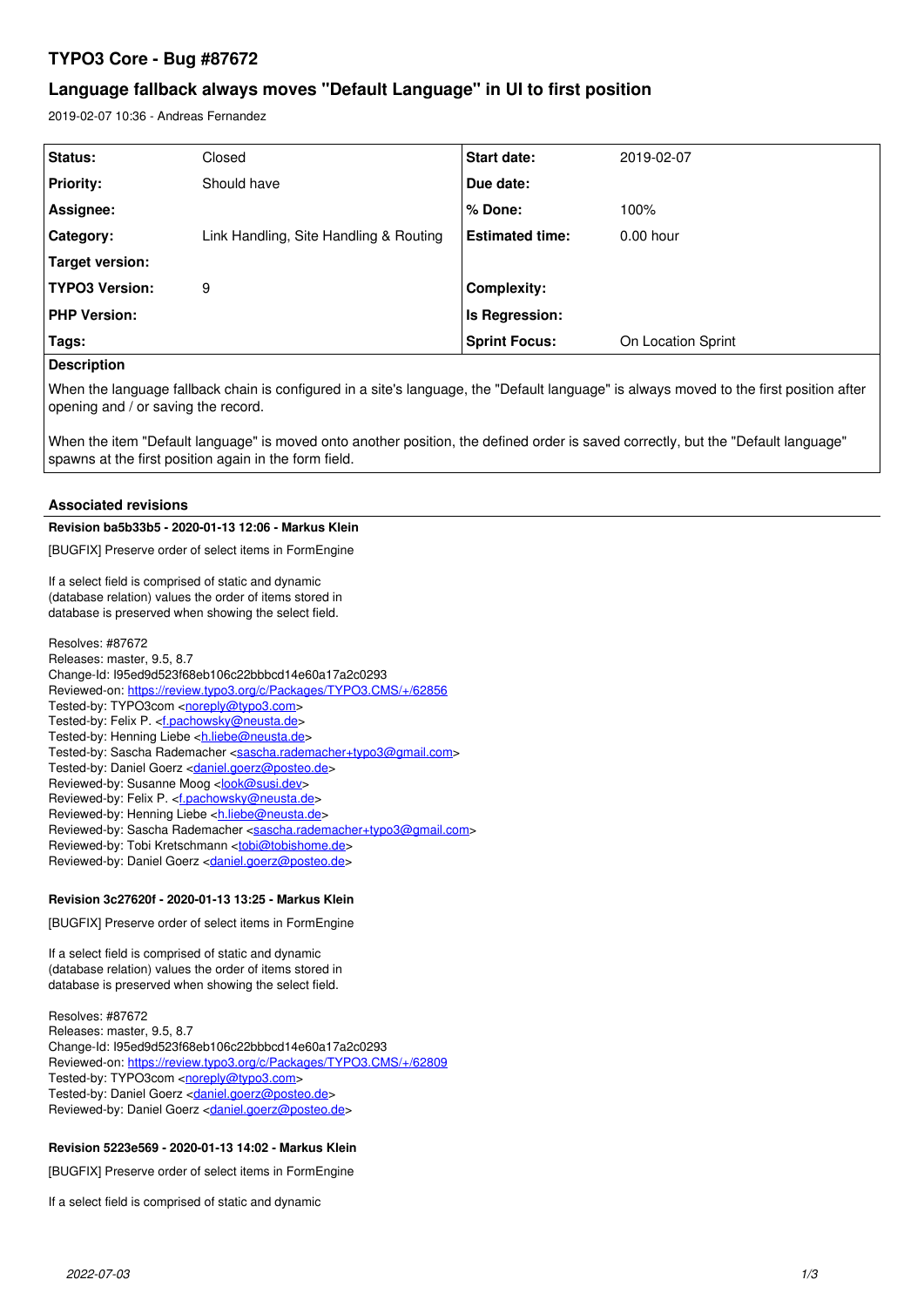# TYPO3 Core - Bug #87672

## Language fallback always moves "Default Language" in UI to first position

2019-02-07 10:36 - Andreas Fernandez

| | | | |
|---|---|---|---|
| **Status:** | Closed | **Start date:** | 2019-02-07 |
| **Priority:** | Should have | **Due date:** | |
| **Assignee:** | | **% Done:** | 100% |
| **Category:** | Link Handling, Site Handling & Routing | **Estimated time:** | 0.00 hour |
| **Target version:** | | | |
| **TYPO3 Version:** | 9 | **Complexity:** | |
| **PHP Version:** | | **Is Regression:** | |
| **Tags:** | | **Sprint Focus:** | On Location Sprint |

**Description**

When the language fallback chain is configured in a site's language, the "Default language" is always moved to the first position after opening and / or saving the record.

When the item "Default language" is moved onto another position, the defined order is saved correctly, but the "Default language" spawns at the first position again in the form field.

### Associated revisions

**Revision ba5b33b5 - 2020-01-13 12:06 - Markus Klein**

[BUGFIX] Preserve order of select items in FormEngine

If a select field is comprised of static and dynamic
(database relation) values the order of items stored in
database is preserved when showing the select field.

Resolves: #87672
Releases: master, 9.5, 8.7
Change-Id: I95ed9d523f68eb106c22bbbcd14e60a17a2c0293
Reviewed-on: https://review.typo3.org/c/Packages/TYPO3.CMS/+/62856
Tested-by: TYPO3com <noreply@typo3.com>
Tested-by: Felix P. <f.pachowsky@neusta.de>
Tested-by: Henning Liebe <h.liebe@neusta.de>
Tested-by: Sascha Rademacher <sascha.rademacher+typo3@gmail.com>
Tested-by: Daniel Goerz <daniel.goerz@posteo.de>
Reviewed-by: Susanne Moog <look@susi.dev>
Reviewed-by: Felix P. <f.pachowsky@neusta.de>
Reviewed-by: Henning Liebe <h.liebe@neusta.de>
Reviewed-by: Sascha Rademacher <sascha.rademacher+typo3@gmail.com>
Reviewed-by: Tobi Kretschmann <tobi@tobishome.de>
Reviewed-by: Daniel Goerz <daniel.goerz@posteo.de>

**Revision 3c27620f - 2020-01-13 13:25 - Markus Klein**

[BUGFIX] Preserve order of select items in FormEngine

If a select field is comprised of static and dynamic
(database relation) values the order of items stored in
database is preserved when showing the select field.

Resolves: #87672
Releases: master, 9.5, 8.7
Change-Id: I95ed9d523f68eb106c22bbbcd14e60a17a2c0293
Reviewed-on: https://review.typo3.org/c/Packages/TYPO3.CMS/+/62809
Tested-by: TYPO3com <noreply@typo3.com>
Tested-by: Daniel Goerz <daniel.goerz@posteo.de>
Reviewed-by: Daniel Goerz <daniel.goerz@posteo.de>

**Revision 5223e569 - 2020-01-13 14:02 - Markus Klein**

[BUGFIX] Preserve order of select items in FormEngine

If a select field is comprised of static and dynamic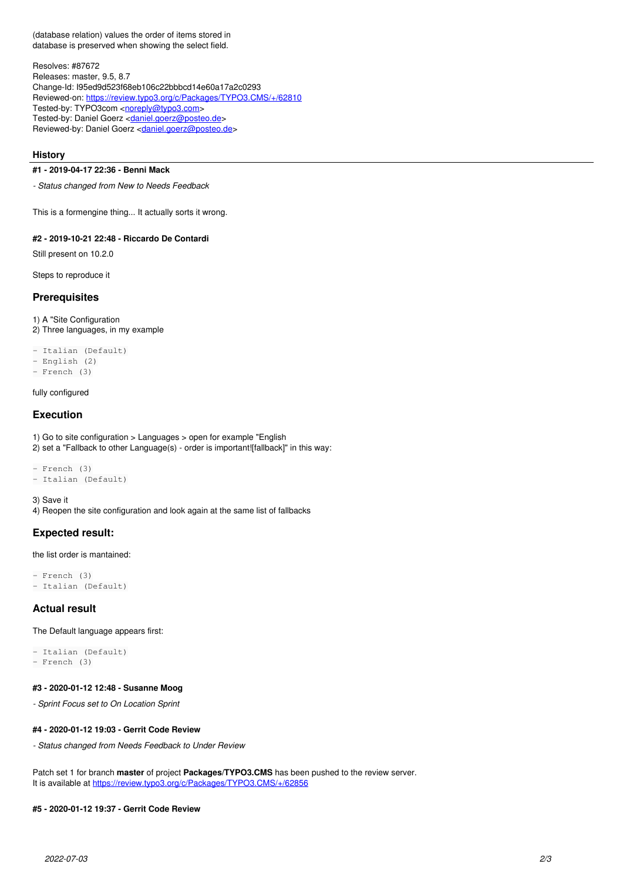(database relation) values the order of items stored in database is preserved when showing the select field.

Resolves: #87672
Releases: master, 9.5, 8.7
Change-Id: I95ed9d523f68eb106c22bbbcd14e60a17a2c0293
Reviewed-on: https://review.typo3.org/c/Packages/TYPO3.CMS/+/62810
Tested-by: TYPO3com <noreply@typo3.com>
Tested-by: Daniel Goerz <daniel.goerz@posteo.de>
Reviewed-by: Daniel Goerz <daniel.goerz@posteo.de>

### History

#### #1 - 2019-04-17 22:36 - Benni Mack

*- Status changed from New to Needs Feedback*

This is a formengine thing... It actually sorts it wrong.

#### #2 - 2019-10-21 22:48 - Riccardo De Contardi

Still present on 10.2.0

Steps to reproduce it

## Prerequisites

1) A "Site Configuration
2) Three languages, in my example

```
- Italian (Default)
- English (2)
- French (3)
```

fully configured

## Execution

1) Go to site configuration > Languages > open for example "English
2) set a "Fallback to other Language(s) - order is important![fallback]" in this way:

```
- French (3)
- Italian (Default)
```

3) Save it
4) Reopen the site configuration and look again at the same list of fallbacks

## Expected result:

the list order is mantained:

```
- French (3)
- Italian (Default)
```

## Actual result

The Default language appears first:

```
- Italian (Default)
- French (3)
```

#### #3 - 2020-01-12 12:48 - Susanne Moog

*- Sprint Focus set to On Location Sprint*

#### #4 - 2020-01-12 19:03 - Gerrit Code Review

*- Status changed from Needs Feedback to Under Review*

Patch set 1 for branch **master** of project **Packages/TYPO3.CMS** has been pushed to the review server.
It is available at https://review.typo3.org/c/Packages/TYPO3.CMS/+/62856

#### #5 - 2020-01-12 19:37 - Gerrit Code Review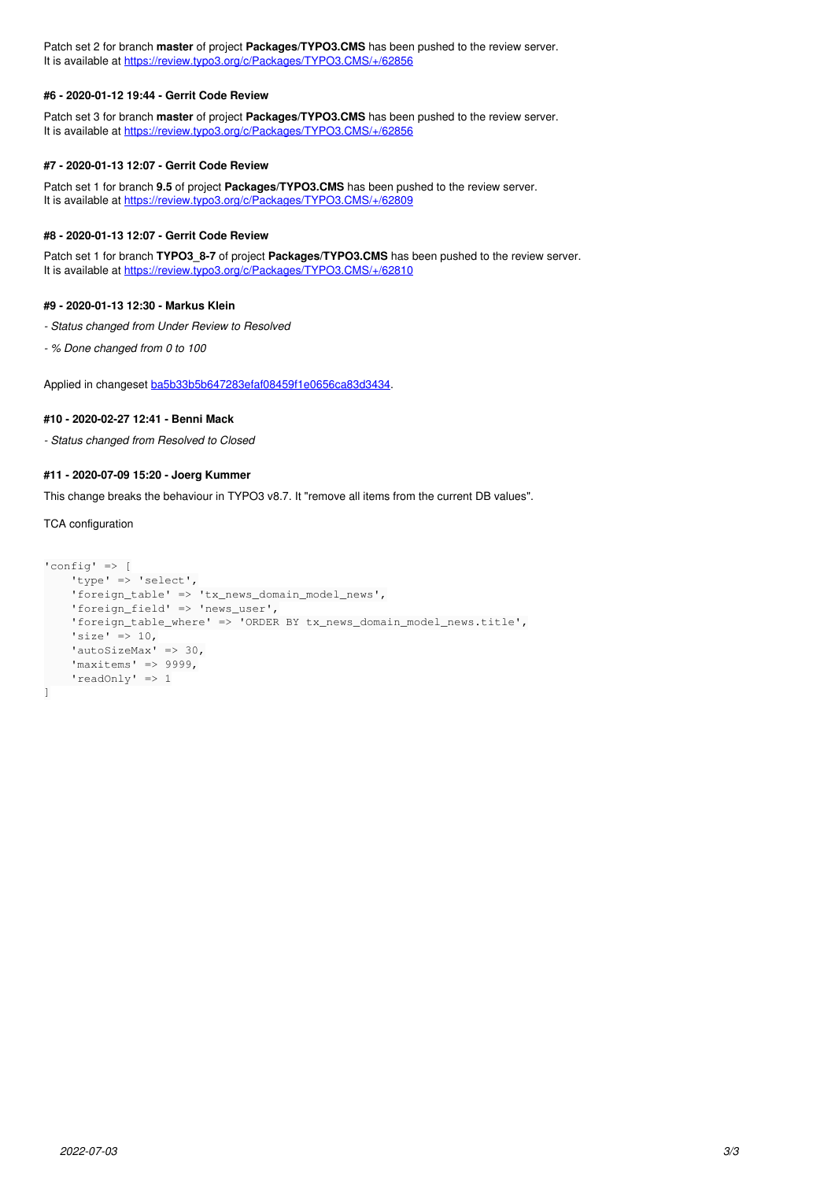Patch set 2 for branch **master** of project **Packages/TYPO3.CMS** has been pushed to the review server.
It is available at https://review.typo3.org/c/Packages/TYPO3.CMS/+/62856

#### #6 - 2020-01-12 19:44 - Gerrit Code Review

Patch set 3 for branch **master** of project **Packages/TYPO3.CMS** has been pushed to the review server.
It is available at https://review.typo3.org/c/Packages/TYPO3.CMS/+/62856

#### #7 - 2020-01-13 12:07 - Gerrit Code Review

Patch set 1 for branch **9.5** of project **Packages/TYPO3.CMS** has been pushed to the review server.
It is available at https://review.typo3.org/c/Packages/TYPO3.CMS/+/62809

#### #8 - 2020-01-13 12:07 - Gerrit Code Review

Patch set 1 for branch **TYPO3_8-7** of project **Packages/TYPO3.CMS** has been pushed to the review server.
It is available at https://review.typo3.org/c/Packages/TYPO3.CMS/+/62810

#### #9 - 2020-01-13 12:30 - Markus Klein

- *Status changed from Under Review to Resolved*
- *% Done changed from 0 to 100*

Applied in changeset ba5b33b5b647283efaf08459f1e0656ca83d3434.

#### #10 - 2020-02-27 12:41 - Benni Mack

- *Status changed from Resolved to Closed*

#### #11 - 2020-07-09 15:20 - Joerg Kummer

This change breaks the behaviour in TYPO3 v8.7. It "remove all items from the current DB values".

TCA configuration

```
'config' => [
    'type' => 'select',
    'foreign_table' => 'tx_news_domain_model_news',
    'foreign_field' => 'news_user',
    'foreign_table_where' => 'ORDER BY tx_news_domain_model_news.title',
    'size' => 10,
    'autoSizeMax' => 30,
    'maxitems' => 9999,
    'readOnly' => 1
]
```